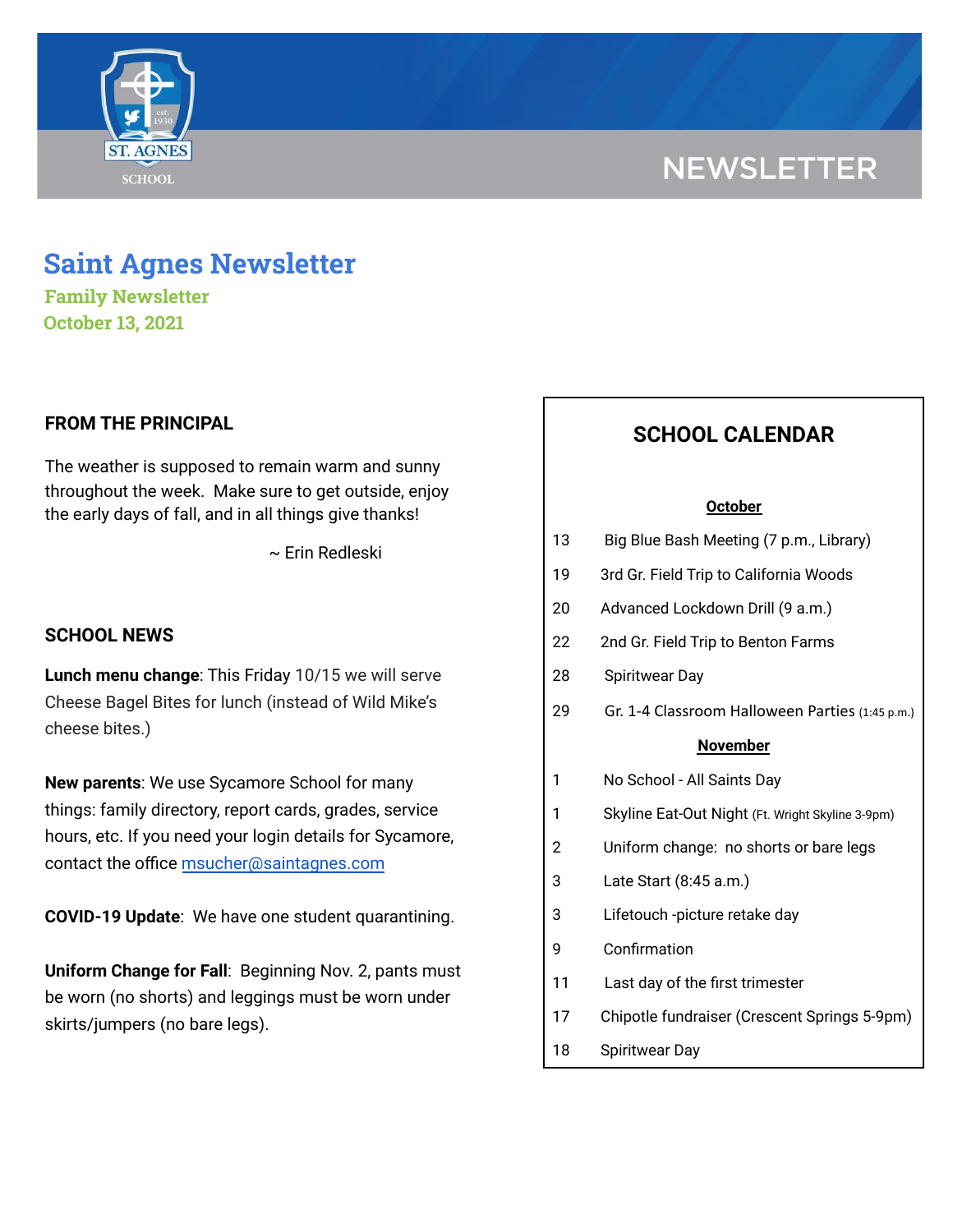# NEWSLETTER

# Saint Agnes Newsletter

**Family Newsletter**
**October 13, 2021**

## FROM THE PRINCIPAL

The weather is supposed to remain warm and sunny throughout the week. Make sure to get outside, enjoy the early days of fall, and in all things give thanks!

~ Erin Redleski

## SCHOOL NEWS

**Lunch menu change**: This Friday 10/15 we will serve Cheese Bagel Bites for lunch (instead of Wild Mike's cheese bites.)

**New parents**: We use Sycamore School for many things: family directory, report cards, grades, service hours, etc. If you need your login details for Sycamore, contact the office msucher@saintagnes.com

**COVID-19 Update**: We have one student quarantining.

**Uniform Change for Fall**: Beginning Nov. 2, pants must be worn (no shorts) and leggings must be worn under skirts/jumpers (no bare legs).

## SCHOOL CALENDAR

**October**

| | |
|---|---|
| 13 | Big Blue Bash Meeting (7 p.m., Library) |
| 19 | 3rd Gr. Field Trip to California Woods |
| 20 | Advanced Lockdown Drill (9 a.m.) |
| 22 | 2nd Gr. Field Trip to Benton Farms |
| 28 | Spiritwear Day |
| 29 | Gr. 1-4 Classroom Halloween Parties (1:45 p.m.) |

**November**

| | |
|---|---|
| 1 | No School - All Saints Day |
| 1 | Skyline Eat-Out Night (Ft. Wright Skyline 3-9pm) |
| 2 | Uniform change: no shorts or bare legs |
| 3 | Late Start (8:45 a.m.) |
| 3 | Lifetouch -picture retake day |
| 9 | Confirmation |
| 11 | Last day of the first trimester |
| 17 | Chipotle fundraiser (Crescent Springs 5-9pm) |
| 18 | Spiritwear Day |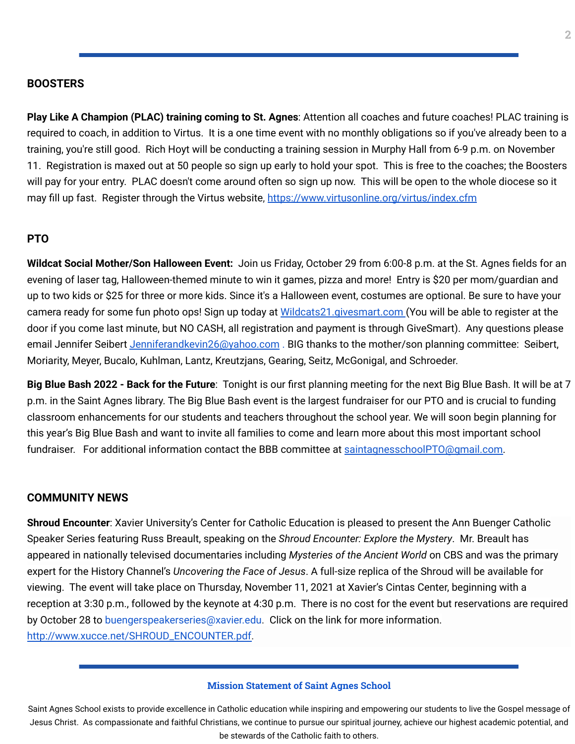## BOOSTERS

**Play Like A Champion (PLAC) training coming to St. Agnes**: Attention all coaches and future coaches! PLAC training is required to coach, in addition to Virtus. It is a one time event with no monthly obligations so if you've already been to a training, you're still good. Rich Hoyt will be conducting a training session in Murphy Hall from 6-9 p.m. on November 11. Registration is maxed out at 50 people so sign up early to hold your spot. This is free to the coaches; the Boosters will pay for your entry. PLAC doesn't come around often so sign up now. This will be open to the whole diocese so it may fill up fast. Register through the Virtus website, https://www.virtusonline.org/virtus/index.cfm

## PTO

**Wildcat Social Mother/Son Halloween Event:** Join us Friday, October 29 from 6:00-8 p.m. at the St. Agnes fields for an evening of laser tag, Halloween-themed minute to win it games, pizza and more! Entry is $20 per mom/guardian and up to two kids or $25 for three or more kids. Since it's a Halloween event, costumes are optional. Be sure to have your camera ready for some fun photo ops! Sign up today at Wildcats21.givesmart.com (You will be able to register at the door if you come last minute, but NO CASH, all registration and payment is through GiveSmart). Any questions please email Jennifer Seibert Jenniferandkevin26@yahoo.com . BIG thanks to the mother/son planning committee: Seibert, Moriarity, Meyer, Bucalo, Kuhlman, Lantz, Kreutzjans, Gearing, Seitz, McGonigal, and Schroeder.

**Big Blue Bash 2022 - Back for the Future**: Tonight is our first planning meeting for the next Big Blue Bash. It will be at 7 p.m. in the Saint Agnes library. The Big Blue Bash event is the largest fundraiser for our PTO and is crucial to funding classroom enhancements for our students and teachers throughout the school year. We will soon begin planning for this year's Big Blue Bash and want to invite all families to come and learn more about this most important school fundraiser. For additional information contact the BBB committee at saintagnesschoolPTO@gmail.com.

## COMMUNITY NEWS

**Shroud Encounter**: Xavier University's Center for Catholic Education is pleased to present the Ann Buenger Catholic Speaker Series featuring Russ Breault, speaking on the *Shroud Encounter: Explore the Mystery*. Mr. Breault has appeared in nationally televised documentaries including *Mysteries of the Ancient World* on CBS and was the primary expert for the History Channel's *Uncovering the Face of Jesus*. A full-size replica of the Shroud will be available for viewing. The event will take place on Thursday, November 11, 2021 at Xavier's Cintas Center, beginning with a reception at 3:30 p.m., followed by the keynote at 4:30 p.m. There is no cost for the event but reservations are required by October 28 to buengerspeakerseries@xavier.edu. Click on the link for more information. http://www.xucce.net/SHROUD_ENCOUNTER.pdf.

**Mission Statement of Saint Agnes School**

Saint Agnes School exists to provide excellence in Catholic education while inspiring and empowering our students to live the Gospel message of Jesus Christ. As compassionate and faithful Christians, we continue to pursue our spiritual journey, achieve our highest academic potential, and be stewards of the Catholic faith to others.